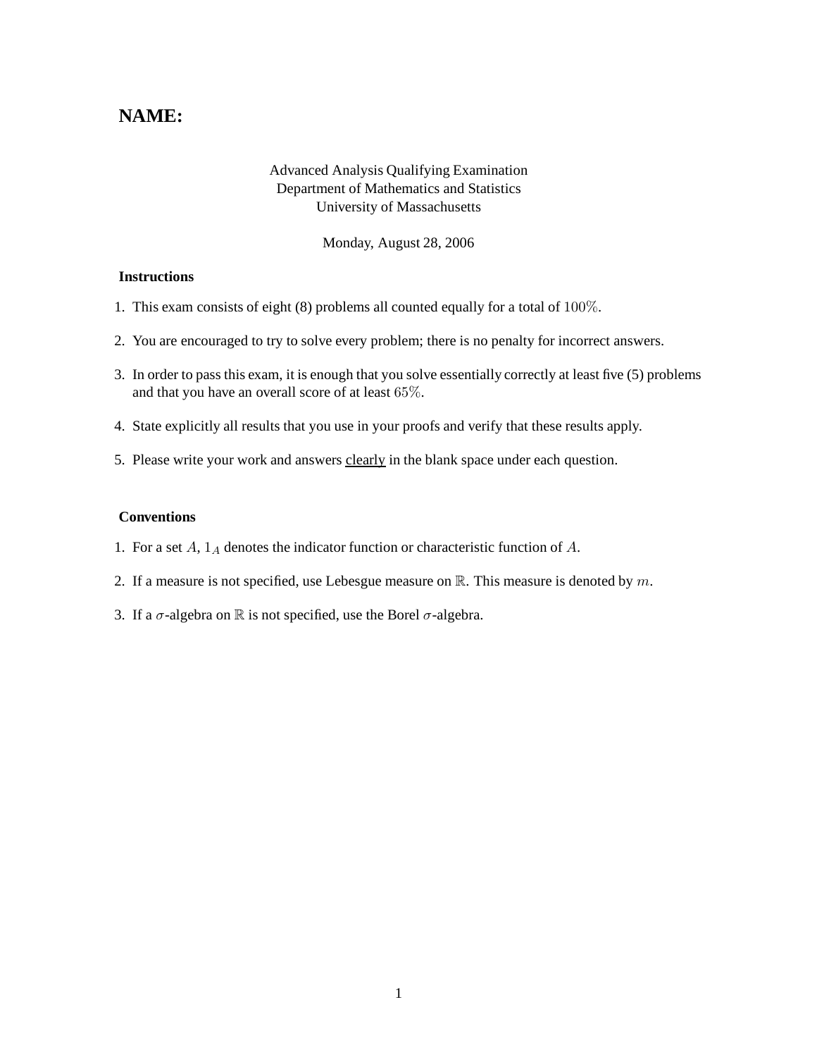**NAME:**

Advanced Analysis Qualifying Examination
Department of Mathematics and Statistics
University of Massachusetts

Monday, August 28, 2006

**Instructions**

1. This exam consists of eight (8) problems all counted equally for a total of $100\%$.
2. You are encouraged to try to solve every problem; there is no penalty for incorrect answers.
3. In order to pass this exam, it is enough that you solve essentially correctly at least five (5) problems and that you have an overall score of at least $65\%$.
4. State explicitly all results that you use in your proofs and verify that these results apply.
5. Please write your work and answers <u>clearly</u> in the blank space under each question.

**Conventions**

1. For a set $A$, $1_A$ denotes the indicator function or characteristic function of $A$.
2. If a measure is not specified, use Lebesgue measure on $\mathbb{R}$. This measure is denoted by $m$.
3. If a $\sigma$-algebra on $\mathbb{R}$ is not specified, use the Borel $\sigma$-algebra.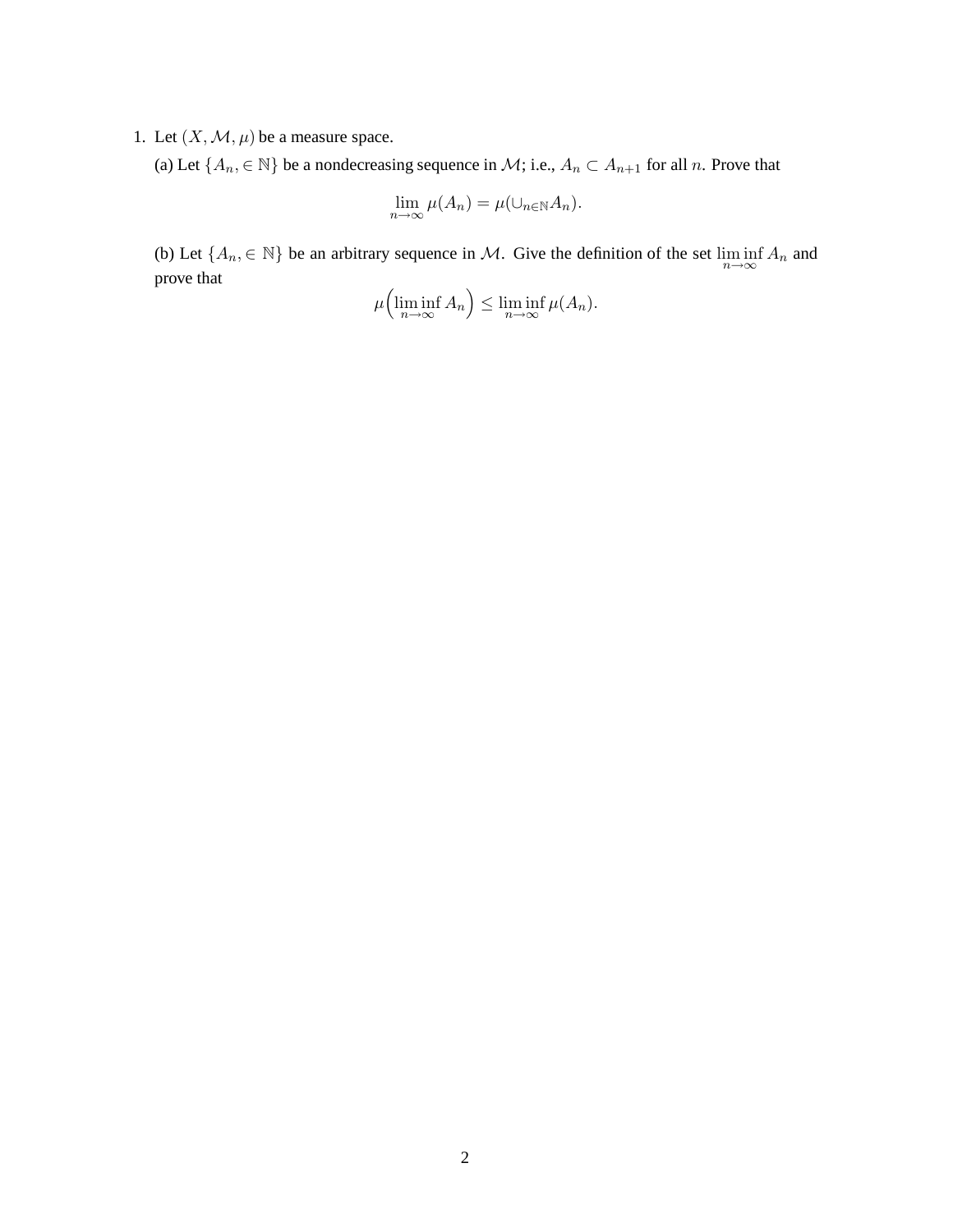1. Let $(X, \mathcal{M}, \mu)$ be a measure space.

   (a) Let $\{A_n, \in \mathbb{N}\}$ be a nondecreasing sequence in $\mathcal{M}$; i.e., $A_n \subset A_{n+1}$ for all $n$. Prove that

   $$\lim_{n\to\infty} \mu(A_n) = \mu(\cup_{n\in\mathbb{N}} A_n).$$

   (b) Let $\{A_n, \in \mathbb{N}\}$ be an arbitrary sequence in $\mathcal{M}$. Give the definition of the set $\liminf\limits_{n\to\infty} A_n$ and prove that

   $$\mu\Big(\liminf_{n\to\infty} A_n\Big) \leq \liminf_{n\to\infty} \mu(A_n).$$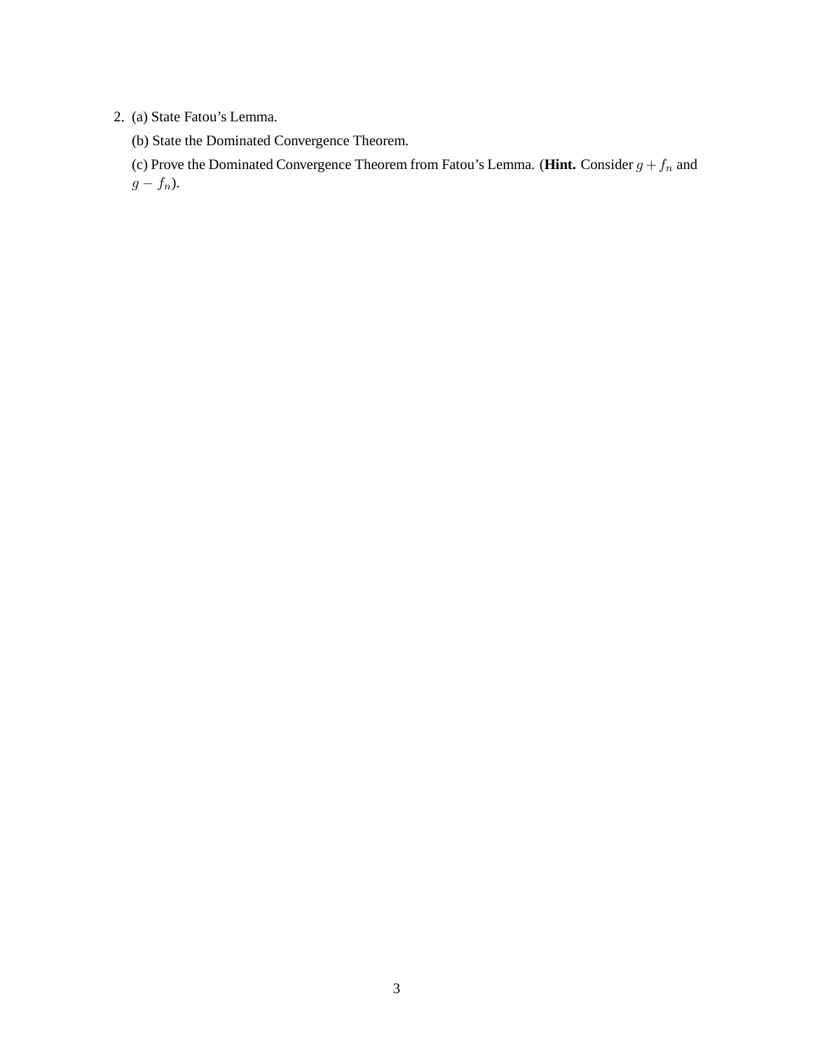2. (a) State Fatou's Lemma.

   (b) State the Dominated Convergence Theorem.

   (c) Prove the Dominated Convergence Theorem from Fatou's Lemma. (**Hint.** Consider $g + f_n$ and $g - f_n$).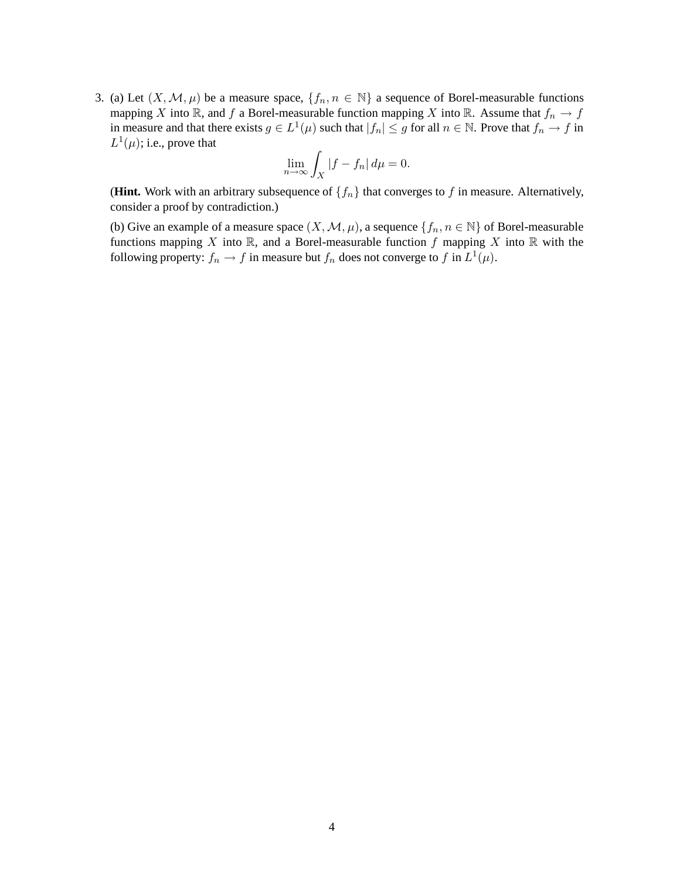3. (a) Let $(X, \mathcal{M}, \mu)$ be a measure space, $\{f_n, n \in \mathbb{N}\}$ a sequence of Borel-measurable functions mapping $X$ into $\mathbb{R}$, and $f$ a Borel-measurable function mapping $X$ into $\mathbb{R}$. Assume that $f_n \to f$ in measure and that there exists $g \in L^1(\mu)$ such that $|f_n| \leq g$ for all $n \in \mathbb{N}$. Prove that $f_n \to f$ in $L^1(\mu)$; i.e., prove that

$$\lim_{n \to \infty} \int_X |f - f_n| \, d\mu = 0.$$

(**Hint.** Work with an arbitrary subsequence of $\{f_n\}$ that converges to $f$ in measure. Alternatively, consider a proof by contradiction.)

(b) Give an example of a measure space $(X, \mathcal{M}, \mu)$, a sequence $\{f_n, n \in \mathbb{N}\}$ of Borel-measurable functions mapping $X$ into $\mathbb{R}$, and a Borel-measurable function $f$ mapping $X$ into $\mathbb{R}$ with the following property: $f_n \to f$ in measure but $f_n$ does not converge to $f$ in $L^1(\mu)$.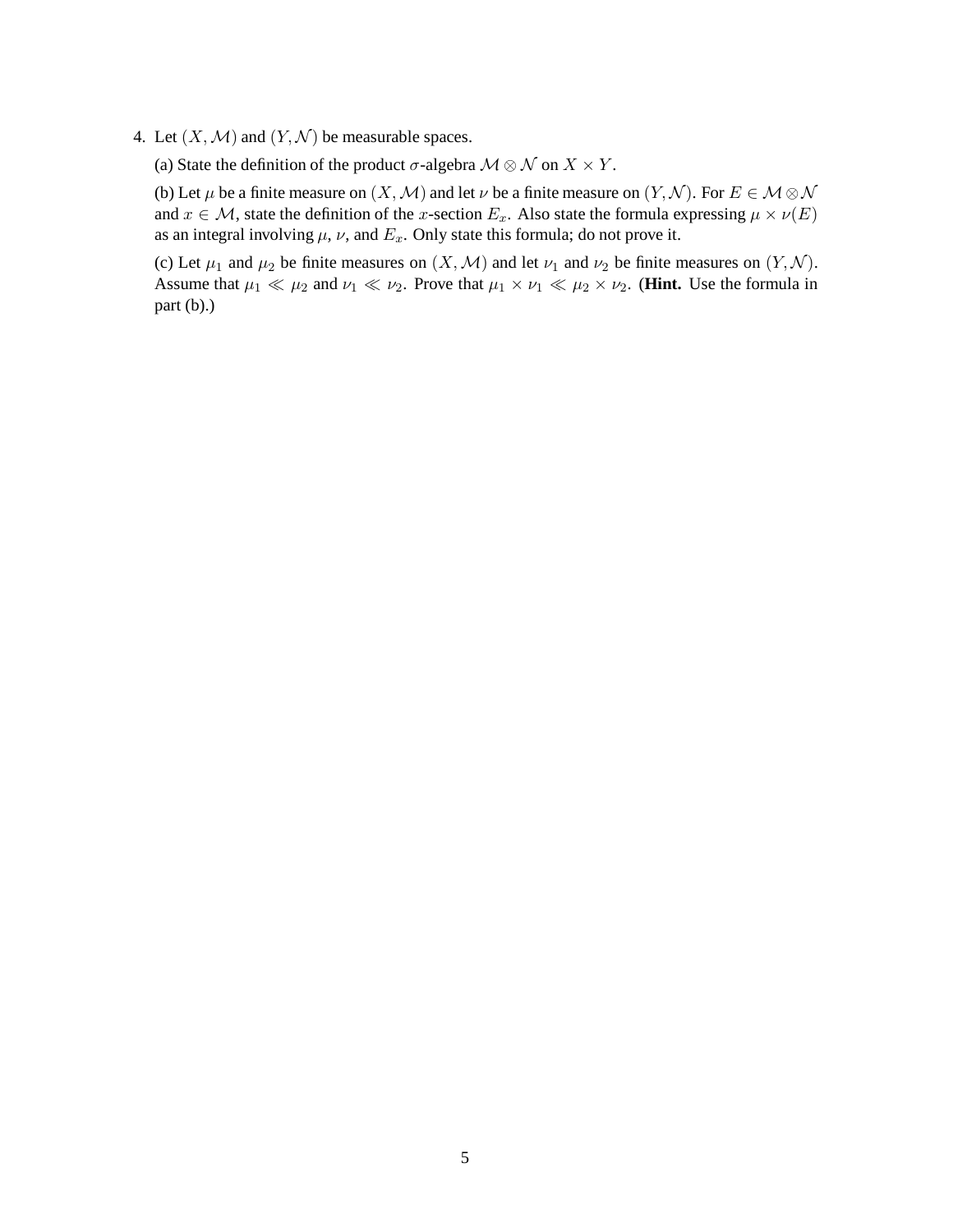4. Let $(X, \mathcal{M})$ and $(Y, \mathcal{N})$ be measurable spaces.

   (a) State the definition of the product $\sigma$-algebra $\mathcal{M} \otimes \mathcal{N}$ on $X \times Y$.

   (b) Let $\mu$ be a finite measure on $(X, \mathcal{M})$ and let $\nu$ be a finite measure on $(Y, \mathcal{N})$. For $E \in \mathcal{M} \otimes \mathcal{N}$ and $x \in \mathcal{M}$, state the definition of the $x$-section $E_x$. Also state the formula expressing $\mu \times \nu(E)$ as an integral involving $\mu$, $\nu$, and $E_x$. Only state this formula; do not prove it.

   (c) Let $\mu_1$ and $\mu_2$ be finite measures on $(X, \mathcal{M})$ and let $\nu_1$ and $\nu_2$ be finite measures on $(Y, \mathcal{N})$. Assume that $\mu_1 \ll \mu_2$ and $\nu_1 \ll \nu_2$. Prove that $\mu_1 \times \nu_1 \ll \mu_2 \times \nu_2$. (**Hint.** Use the formula in part (b).)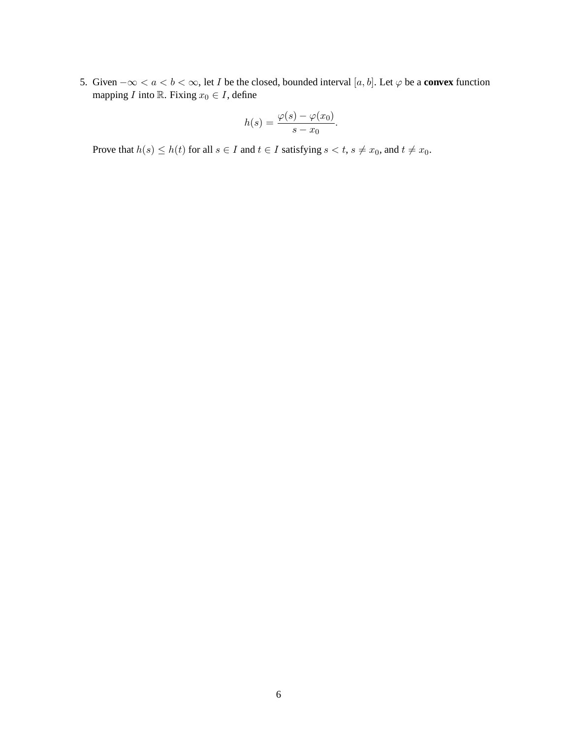5. Given $-\infty < a < b < \infty$, let $I$ be the closed, bounded interval $[a, b]$. Let $\varphi$ be a **convex** function mapping $I$ into $\mathbb{R}$. Fixing $x_0 \in I$, define

$$h(s) = \frac{\varphi(s) - \varphi(x_0)}{s - x_0}.$$

Prove that $h(s) \leq h(t)$ for all $s \in I$ and $t \in I$ satisfying $s < t$, $s \neq x_0$, and $t \neq x_0$.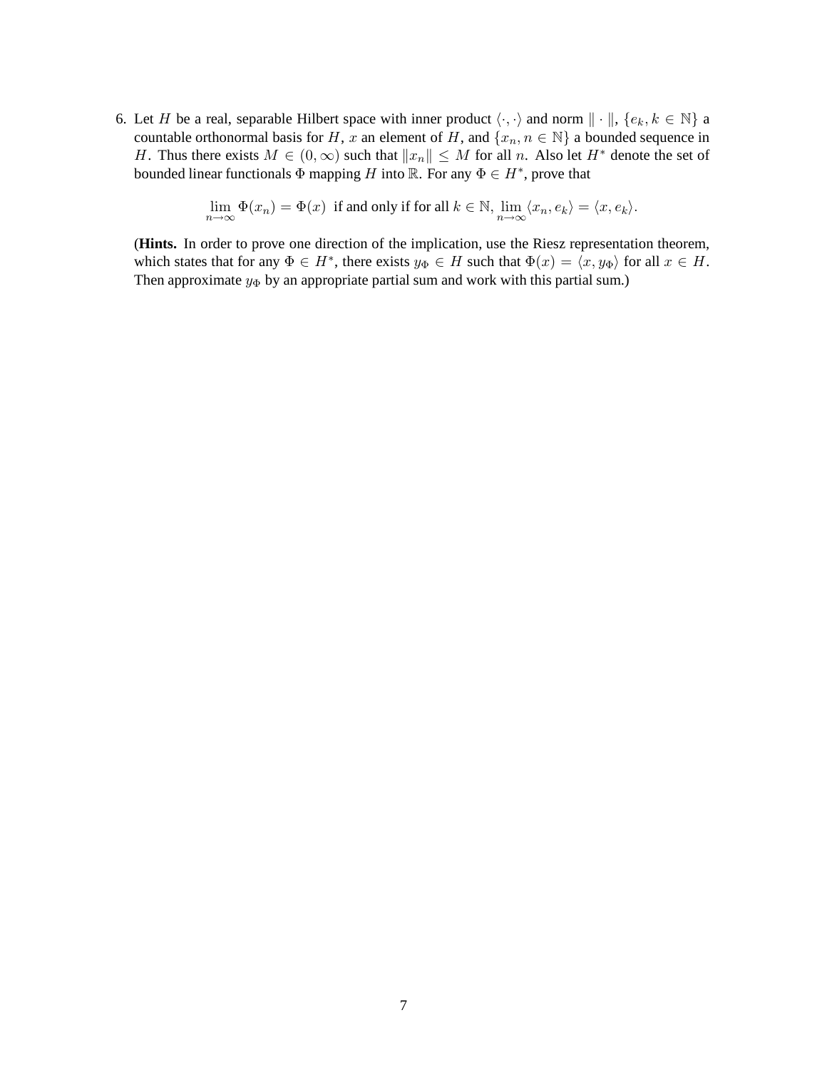6. Let $H$ be a real, separable Hilbert space with inner product $\langle \cdot, \cdot \rangle$ and norm $\| \cdot \|$, $\{e_k, k \in \mathbb{N}\}$ a countable orthonormal basis for $H$, $x$ an element of $H$, and $\{x_n, n \in \mathbb{N}\}$ a bounded sequence in $H$. Thus there exists $M \in (0, \infty)$ such that $\|x_n\| \leq M$ for all $n$. Also let $H^*$ denote the set of bounded linear functionals $\Phi$ mapping $H$ into $\mathbb{R}$. For any $\Phi \in H^*$, prove that

$$\lim_{n \to \infty} \Phi(x_n) = \Phi(x) \text{ if and only if for all } k \in \mathbb{N}, \lim_{n \to \infty} \langle x_n, e_k \rangle = \langle x, e_k \rangle.$$

(**Hints.** In order to prove one direction of the implication, use the Riesz representation theorem, which states that for any $\Phi \in H^*$, there exists $y_\Phi \in H$ such that $\Phi(x) = \langle x, y_\Phi \rangle$ for all $x \in H$. Then approximate $y_\Phi$ by an appropriate partial sum and work with this partial sum.)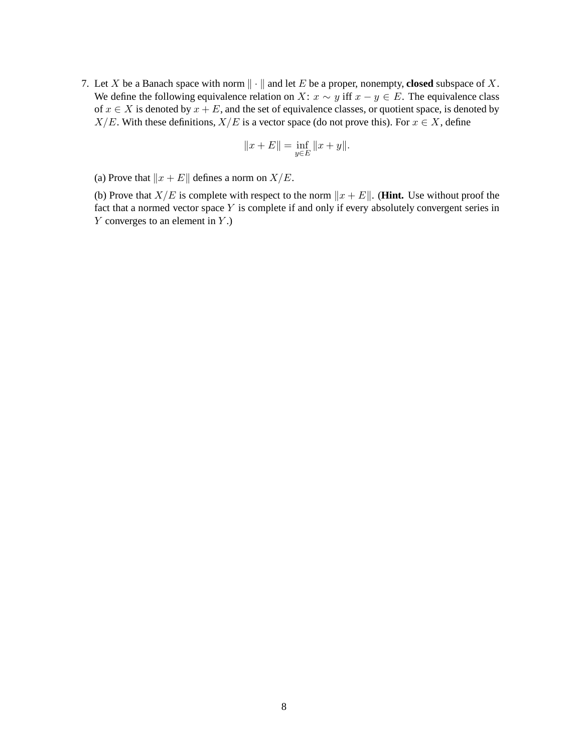7. Let $X$ be a Banach space with norm $\| \cdot \|$ and let $E$ be a proper, nonempty, **closed** subspace of $X$. We define the following equivalence relation on $X$: $x \sim y$ iff $x - y \in E$. The equivalence class of $x \in X$ is denoted by $x + E$, and the set of equivalence classes, or quotient space, is denoted by $X/E$. With these definitions, $X/E$ is a vector space (do not prove this). For $x \in X$, define

$$\|x + E\| = \inf_{y \in E} \|x + y\|.$$

(a) Prove that $\|x + E\|$ defines a norm on $X/E$.

(b) Prove that $X/E$ is complete with respect to the norm $\|x + E\|$. (**Hint.** Use without proof the fact that a normed vector space $Y$ is complete if and only if every absolutely convergent series in $Y$ converges to an element in $Y$.)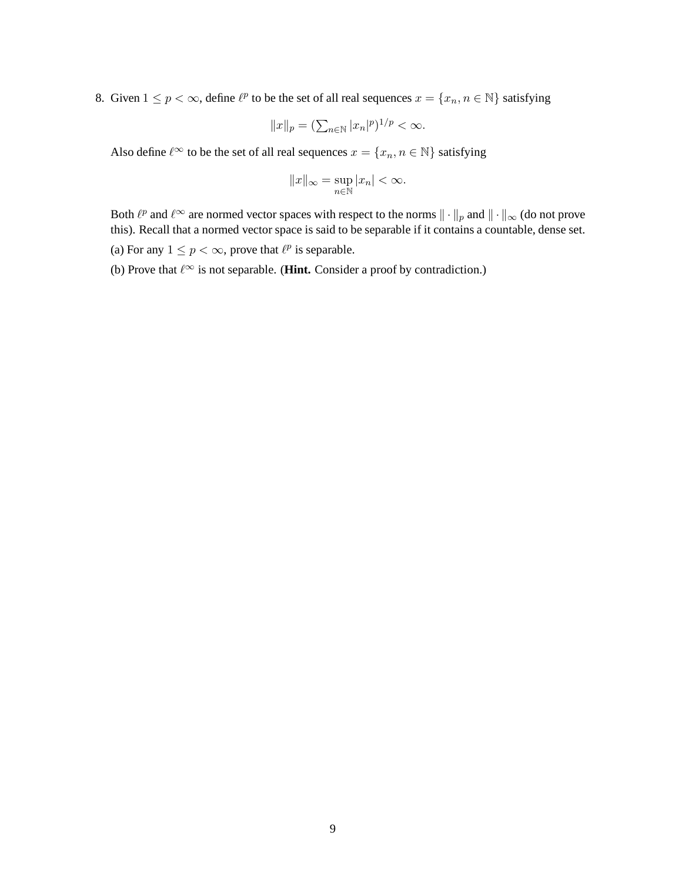8. Given $1 \leq p < \infty$, define $\ell^p$ to be the set of all real sequences $x = \{x_n, n \in \mathbb{N}\}$ satisfying

$$\|x\|_p = (\textstyle\sum_{n\in\mathbb{N}} |x_n|^p)^{1/p} < \infty.$$

Also define $\ell^\infty$ to be the set of all real sequences $x = \{x_n, n \in \mathbb{N}\}$ satisfying

$$\|x\|_\infty = \sup_{n\in\mathbb{N}} |x_n| < \infty.$$

Both $\ell^p$ and $\ell^\infty$ are normed vector spaces with respect to the norms $\|\cdot\|_p$ and $\|\cdot\|_\infty$ (do not prove this). Recall that a normed vector space is said to be separable if it contains a countable, dense set.

(a) For any $1 \leq p < \infty$, prove that $\ell^p$ is separable.

(b) Prove that $\ell^\infty$ is not separable. (**Hint.** Consider a proof by contradiction.)